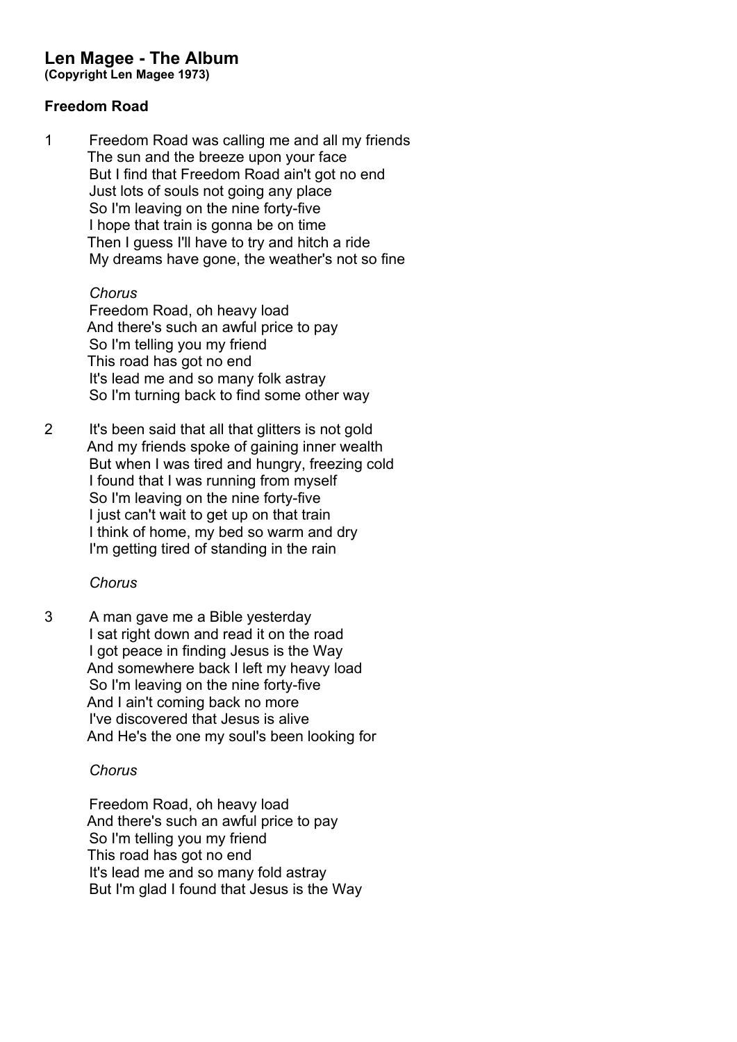# Len Magee - The Album

**(Copyright Len Magee 1973)**

### Freedom Road

1 Freedom Road was calling me and all my friends
The sun and the breeze upon your face
But I find that Freedom Road ain't got no end
Just lots of souls not going any place
So I'm leaving on the nine forty-five
I hope that train is gonna be on time
Then I guess I'll have to try and hitch a ride
My dreams have gone, the weather's not so fine

*Chorus*
Freedom Road, oh heavy load
And there's such an awful price to pay
So I'm telling you my friend
This road has got no end
It's lead me and so many folk astray
So I'm turning back to find some other way

2 It's been said that all that glitters is not gold
And my friends spoke of gaining inner wealth
But when I was tired and hungry, freezing cold
I found that I was running from myself
So I'm leaving on the nine forty-five
I just can't wait to get up on that train
I think of home, my bed so warm and dry
I'm getting tired of standing in the rain

*Chorus*

3 A man gave me a Bible yesterday
I sat right down and read it on the road
I got peace in finding Jesus is the Way
And somewhere back I left my heavy load
So I'm leaving on the nine forty-five
And I ain't coming back no more
I've discovered that Jesus is alive
And He's the one my soul's been looking for

*Chorus*

Freedom Road, oh heavy load
And there's such an awful price to pay
So I'm telling you my friend
This road has got no end
It's lead me and so many fold astray
But I'm glad I found that Jesus is the Way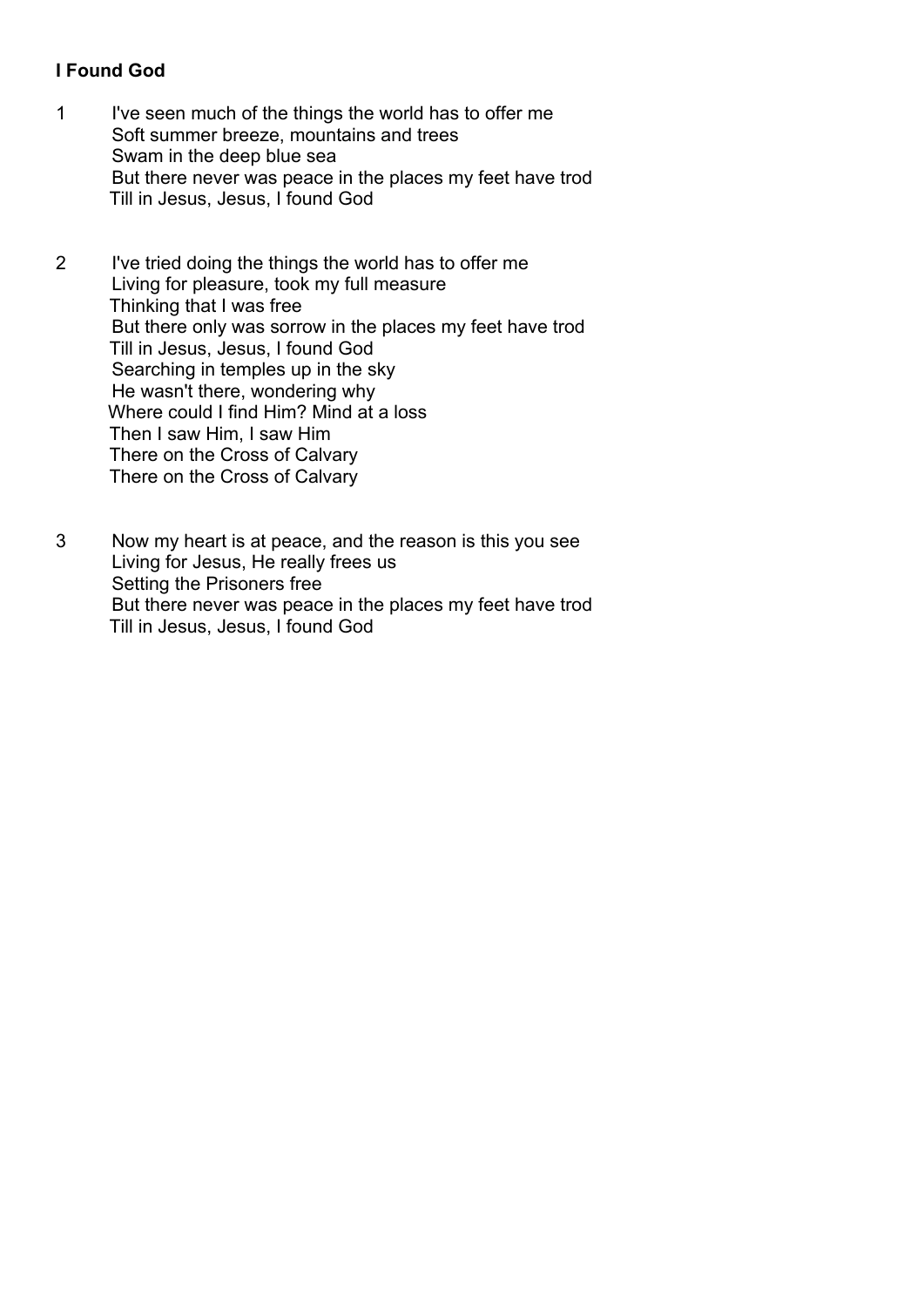**I Found God**

1 I've seen much of the things the world has to offer me
Soft summer breeze, mountains and trees
Swam in the deep blue sea
But there never was peace in the places my feet have trod
Till in Jesus, Jesus, I found God

2 I've tried doing the things the world has to offer me
Living for pleasure, took my full measure
Thinking that I was free
But there only was sorrow in the places my feet have trod
Till in Jesus, Jesus, I found God
Searching in temples up in the sky
He wasn't there, wondering why
Where could I find Him? Mind at a loss
Then I saw Him, I saw Him
There on the Cross of Calvary
There on the Cross of Calvary

3 Now my heart is at peace, and the reason is this you see
Living for Jesus, He really frees us
Setting the Prisoners free
But there never was peace in the places my feet have trod
Till in Jesus, Jesus, I found God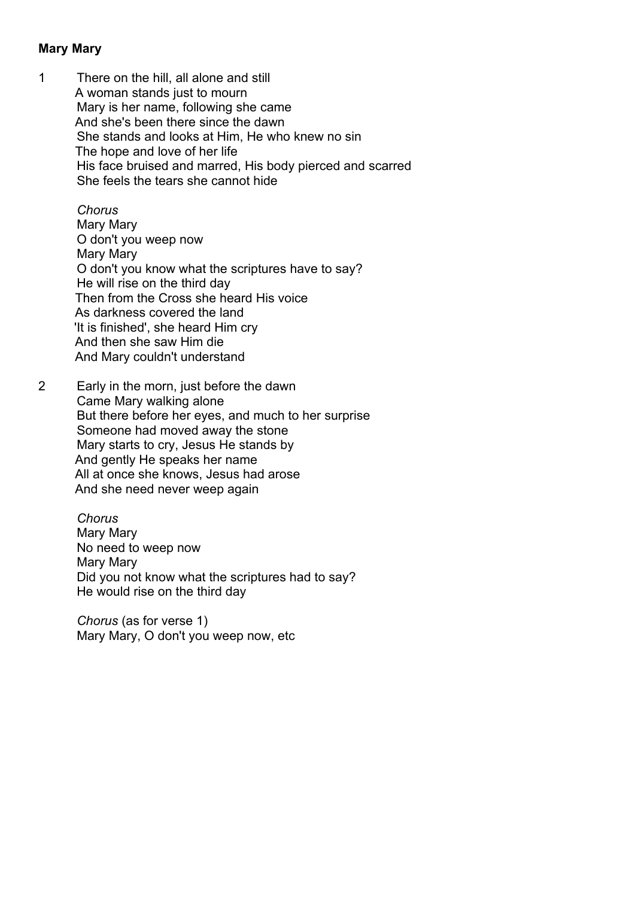**Mary Mary**

1 There on the hill, all alone and still
A woman stands just to mourn
Mary is her name, following she came
And she's been there since the dawn
She stands and looks at Him, He who knew no sin
The hope and love of her life
His face bruised and marred, His body pierced and scarred
She feels the tears she cannot hide

*Chorus*
Mary Mary
O don't you weep now
Mary Mary
O don't you know what the scriptures have to say?
He will rise on the third day
Then from the Cross she heard His voice
As darkness covered the land
'It is finished', she heard Him cry
And then she saw Him die
And Mary couldn't understand

2 Early in the morn, just before the dawn
Came Mary walking alone
But there before her eyes, and much to her surprise
Someone had moved away the stone
Mary starts to cry, Jesus He stands by
And gently He speaks her name
All at once she knows, Jesus had arose
And she need never weep again

*Chorus*
Mary Mary
No need to weep now
Mary Mary
Did you not know what the scriptures had to say?
He would rise on the third day

*Chorus* (as for verse 1)
Mary Mary, O don't you weep now, etc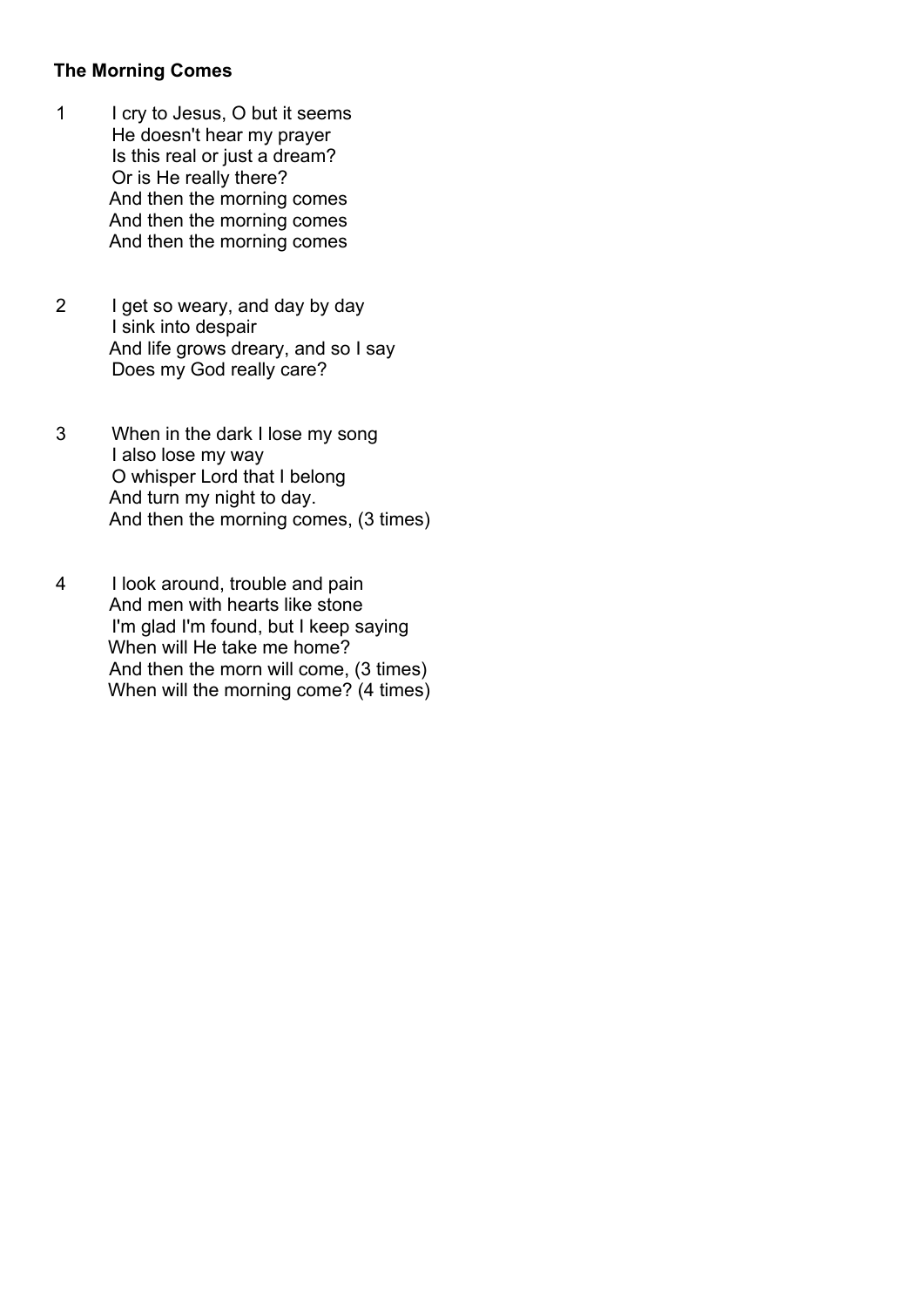**The Morning Comes**

1 I cry to Jesus, O but it seems
He doesn't hear my prayer
Is this real or just a dream?
Or is He really there?
And then the morning comes
And then the morning comes
And then the morning comes

2 I get so weary, and day by day
I sink into despair
And life grows dreary, and so I say
Does my God really care?

3 When in the dark I lose my song
I also lose my way
O whisper Lord that I belong
And turn my night to day.
And then the morning comes, (3 times)

4 I look around, trouble and pain
And men with hearts like stone
I'm glad I'm found, but I keep saying
When will He take me home?
And then the morn will come, (3 times)
When will the morning come? (4 times)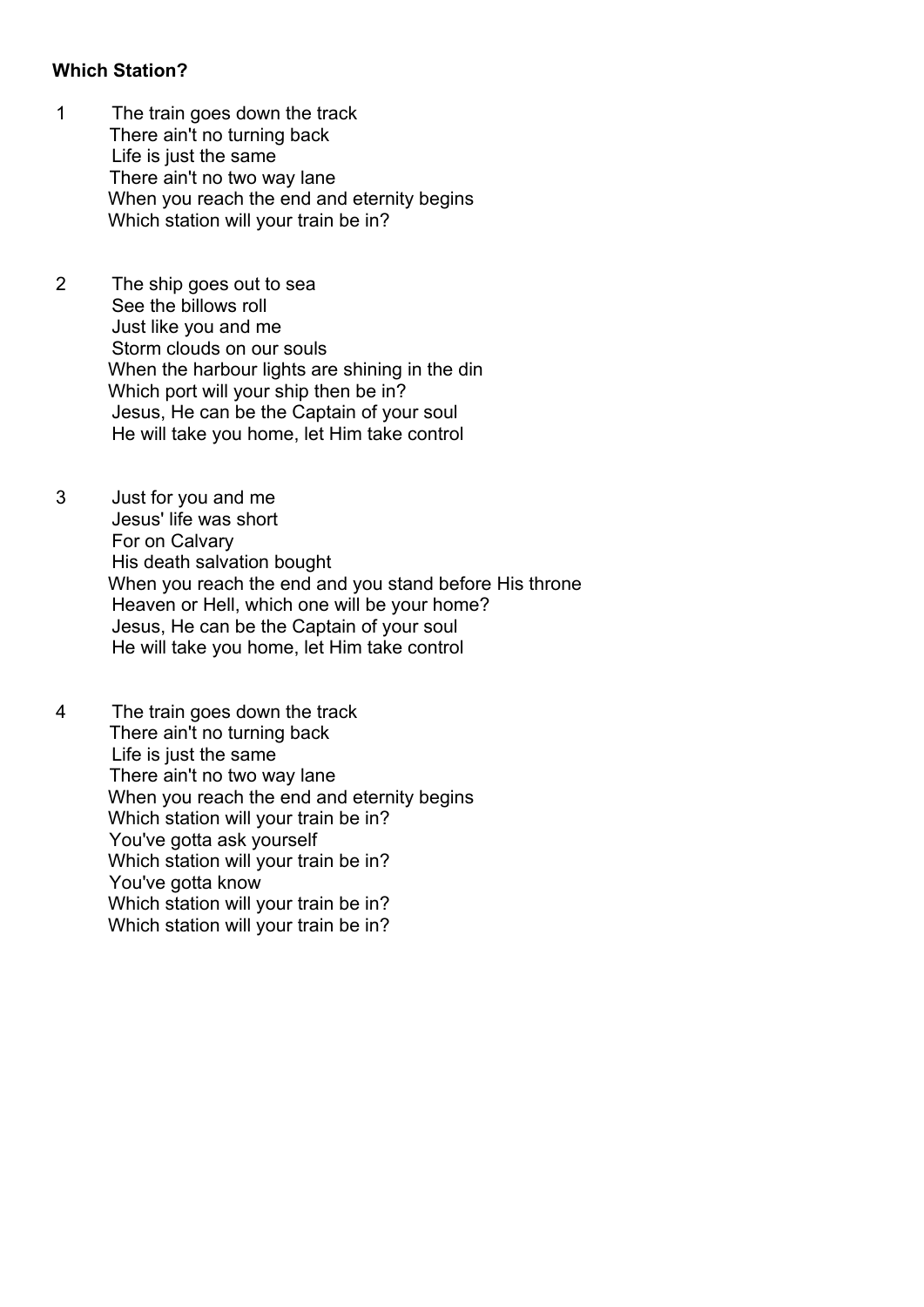**Which Station?**

1 The train goes down the track
There ain't no turning back
Life is just the same
There ain't no two way lane
When you reach the end and eternity begins
Which station will your train be in?

2 The ship goes out to sea
See the billows roll
Just like you and me
Storm clouds on our souls
When the harbour lights are shining in the din
Which port will your ship then be in?
Jesus, He can be the Captain of your soul
He will take you home, let Him take control

3 Just for you and me
Jesus' life was short
For on Calvary
His death salvation bought
When you reach the end and you stand before His throne
Heaven or Hell, which one will be your home?
Jesus, He can be the Captain of your soul
He will take you home, let Him take control

4 The train goes down the track
There ain't no turning back
Life is just the same
There ain't no two way lane
When you reach the end and eternity begins
Which station will your train be in?
You've gotta ask yourself
Which station will your train be in?
You've gotta know
Which station will your train be in?
Which station will your train be in?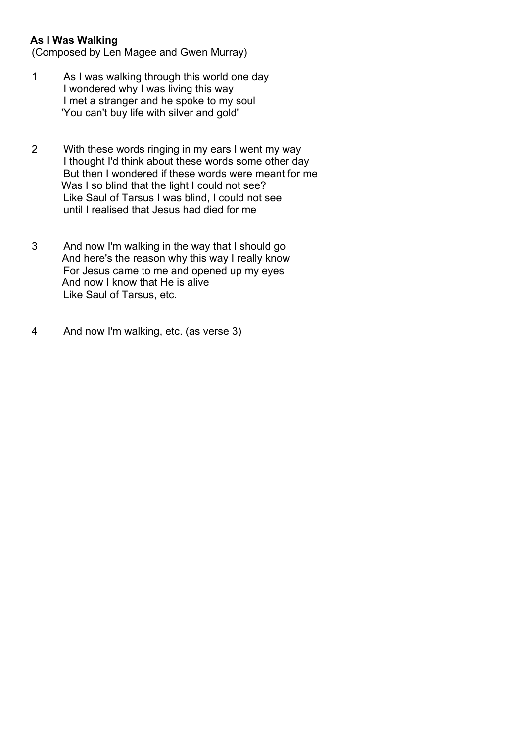**As I Was Walking**
(Composed by Len Magee and Gwen Murray)

1 As I was walking through this world one day
I wondered why I was living this way
I met a stranger and he spoke to my soul
'You can't buy life with silver and gold'

2 With these words ringing in my ears I went my way
I thought I'd think about these words some other day
But then I wondered if these words were meant for me
Was I so blind that the light I could not see?
Like Saul of Tarsus I was blind, I could not see
until I realised that Jesus had died for me

3 And now I'm walking in the way that I should go
And here's the reason why this way I really know
For Jesus came to me and opened up my eyes
And now I know that He is alive
Like Saul of Tarsus, etc.

4 And now I'm walking, etc. (as verse 3)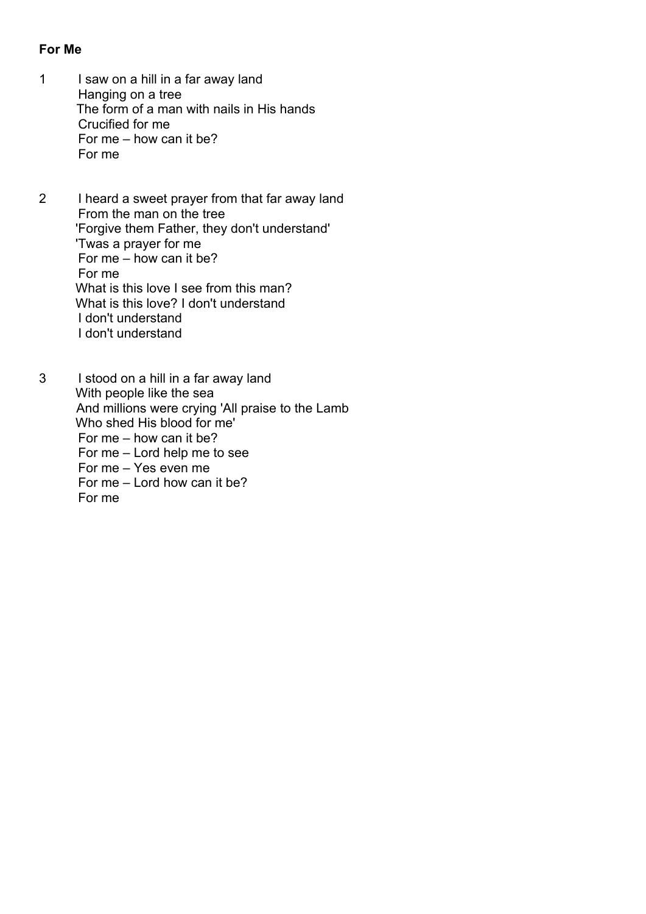**For Me**

1 I saw on a hill in a far away land
Hanging on a tree
The form of a man with nails in His hands
Crucified for me
For me – how can it be?
For me

2 I heard a sweet prayer from that far away land
From the man on the tree
'Forgive them Father, they don't understand'
'Twas a prayer for me
For me – how can it be?
For me
What is this love I see from this man?
What is this love? I don't understand
I don't understand
I don't understand

3 I stood on a hill in a far away land
With people like the sea
And millions were crying 'All praise to the Lamb
Who shed His blood for me'
For me – how can it be?
For me – Lord help me to see
For me – Yes even me
For me – Lord how can it be?
For me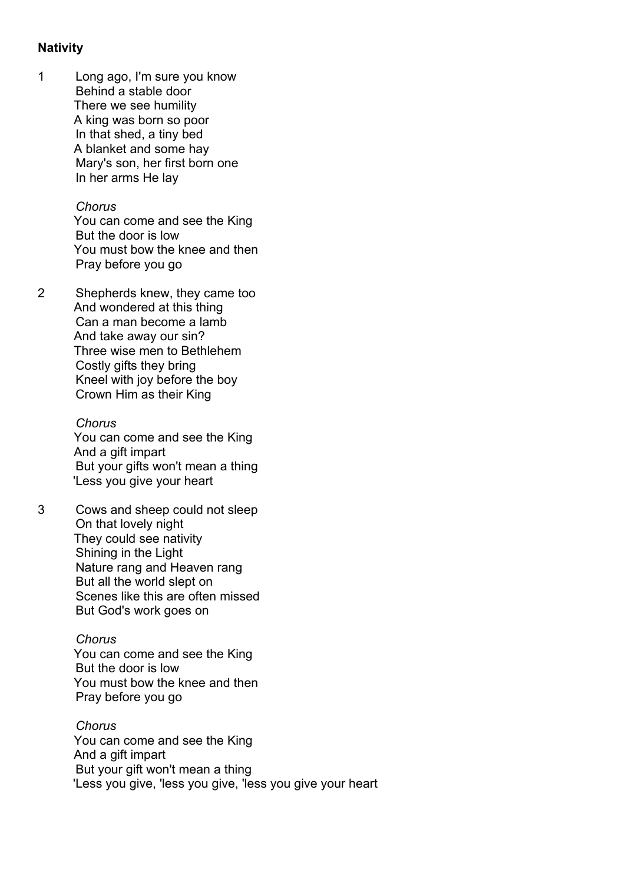**Nativity**

1 Long ago, I'm sure you know
Behind a stable door
There we see humility
A king was born so poor
In that shed, a tiny bed
A blanket and some hay
Mary's son, her first born one
In her arms He lay

*Chorus*
You can come and see the King
But the door is low
You must bow the knee and then
Pray before you go

2 Shepherds knew, they came too
And wondered at this thing
Can a man become a lamb
And take away our sin?
Three wise men to Bethlehem
Costly gifts they bring
Kneel with joy before the boy
Crown Him as their King

*Chorus*
You can come and see the King
And a gift impart
But your gifts won't mean a thing
'Less you give your heart

3 Cows and sheep could not sleep
On that lovely night
They could see nativity
Shining in the Light
Nature rang and Heaven rang
But all the world slept on
Scenes like this are often missed
But God's work goes on

*Chorus*
You can come and see the King
But the door is low
You must bow the knee and then
Pray before you go

*Chorus*
You can come and see the King
And a gift impart
But your gift won't mean a thing
'Less you give, 'less you give, 'less you give your heart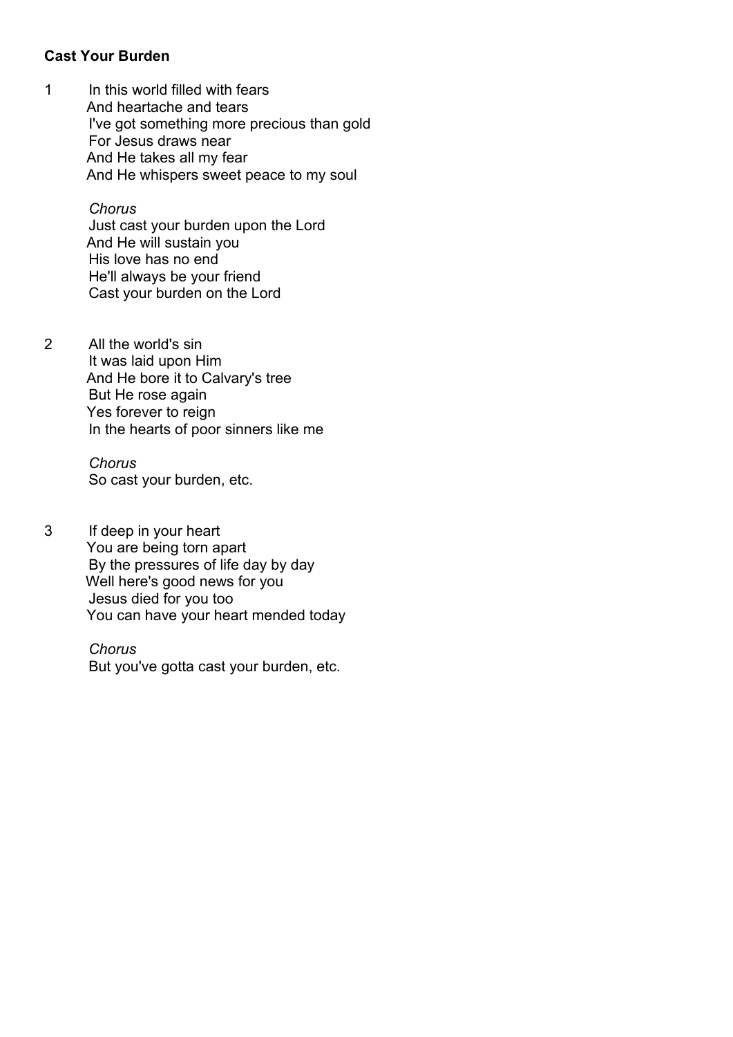**Cast Your Burden**

1 In this world filled with fears
And heartache and tears
I've got something more precious than gold
For Jesus draws near
And He takes all my fear
And He whispers sweet peace to my soul

*Chorus*
Just cast your burden upon the Lord
And He will sustain you
His love has no end
He'll always be your friend
Cast your burden on the Lord

2 All the world's sin
It was laid upon Him
And He bore it to Calvary's tree
But He rose again
Yes forever to reign
In the hearts of poor sinners like me

*Chorus*
So cast your burden, etc.

3 If deep in your heart
You are being torn apart
By the pressures of life day by day
Well here's good news for you
Jesus died for you too
You can have your heart mended today

*Chorus*
But you've gotta cast your burden, etc.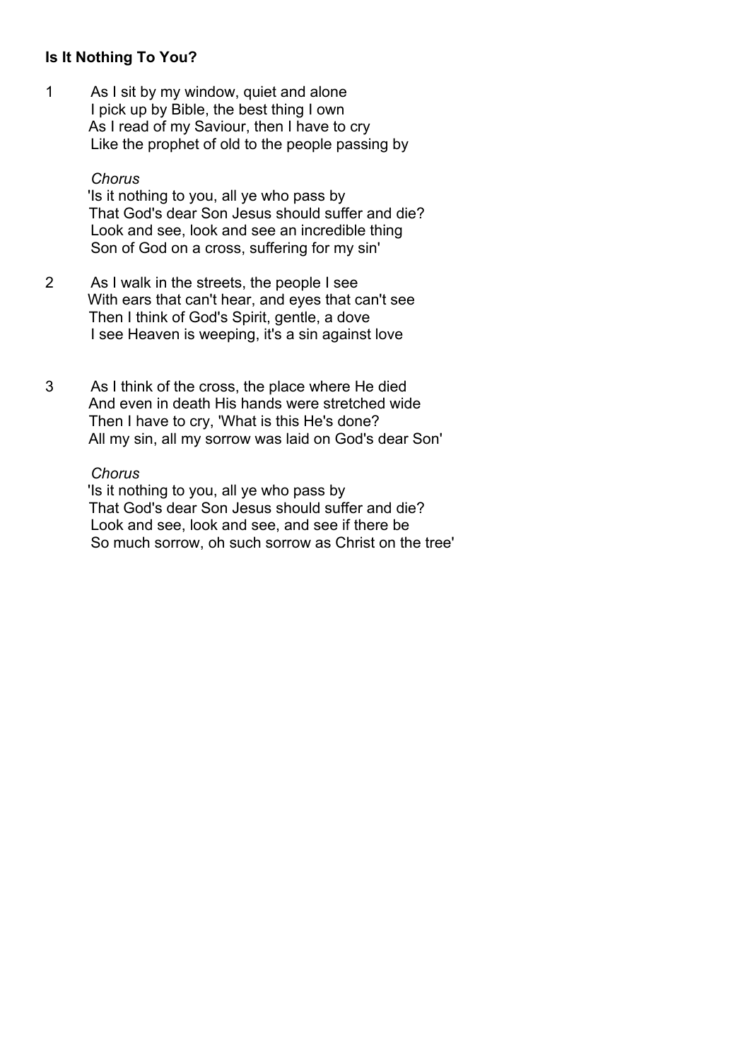**Is It Nothing To You?**

1 As I sit by my window, quiet and alone
I pick up by Bible, the best thing I own
As I read of my Saviour, then I have to cry
Like the prophet of old to the people passing by

*Chorus*
'Is it nothing to you, all ye who pass by
That God's dear Son Jesus should suffer and die?
Look and see, look and see an incredible thing
Son of God on a cross, suffering for my sin'

2 As I walk in the streets, the people I see
With ears that can't hear, and eyes that can't see
Then I think of God's Spirit, gentle, a dove
I see Heaven is weeping, it's a sin against love

3 As I think of the cross, the place where He died
And even in death His hands were stretched wide
Then I have to cry, 'What is this He's done?
All my sin, all my sorrow was laid on God's dear Son'

*Chorus*
'Is it nothing to you, all ye who pass by
That God's dear Son Jesus should suffer and die?
Look and see, look and see, and see if there be
So much sorrow, oh such sorrow as Christ on the tree'